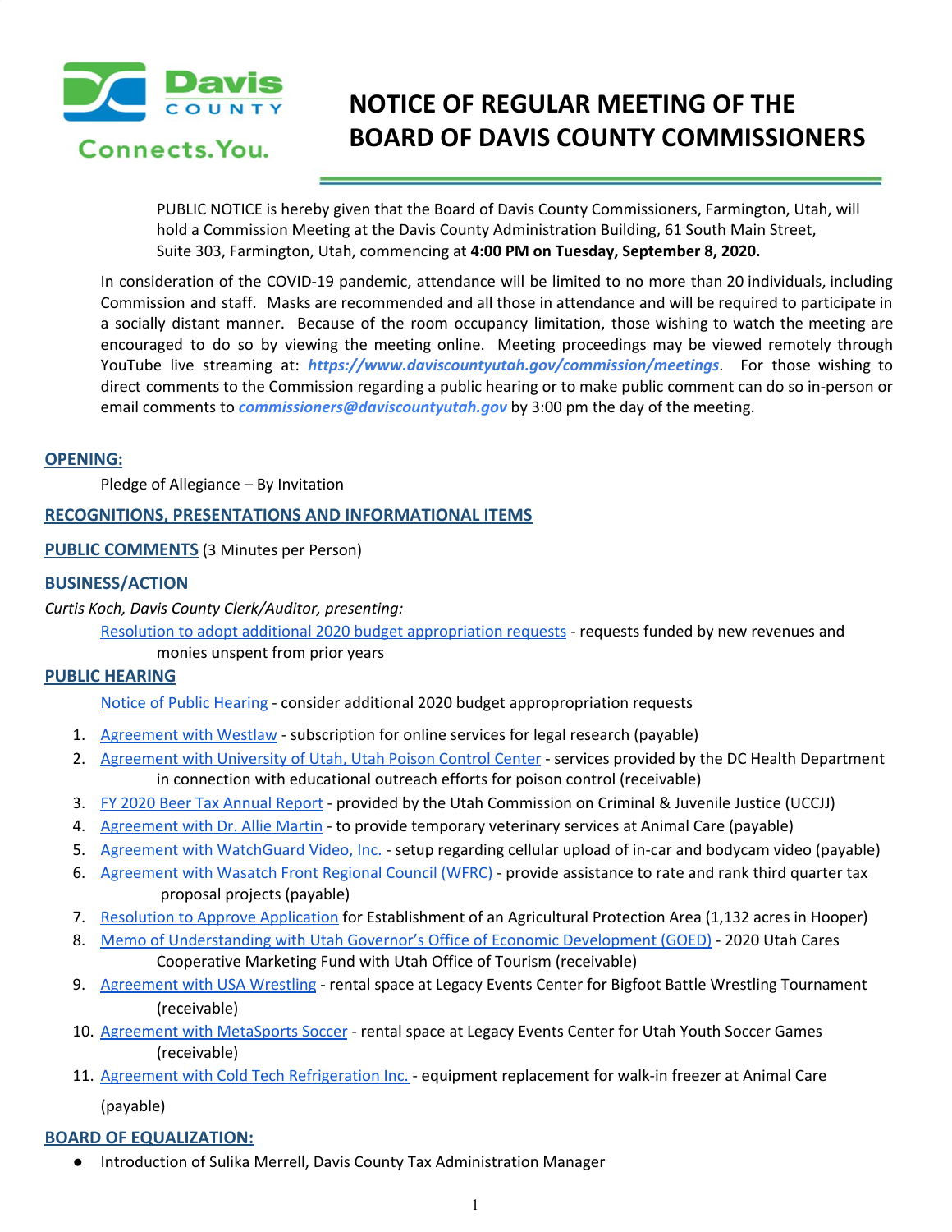Davis COUNTY Connects.You.

# NOTICE OF REGULAR MEETING OF THE BOARD OF DAVIS COUNTY COMMISSIONERS

PUBLIC NOTICE is hereby given that the Board of Davis County Commissioners, Farmington, Utah, will hold a Commission Meeting at the Davis County Administration Building, 61 South Main Street, Suite 303, Farmington, Utah, commencing at **4:00 PM on Tuesday, September 8, 2020.**

In consideration of the COVID-19 pandemic, attendance will be limited to no more than 20 individuals, including Commission and staff. Masks are recommended and all those in attendance and will be required to participate in a socially distant manner. Because of the room occupancy limitation, those wishing to watch the meeting are encouraged to do so by viewing the meeting online. Meeting proceedings may be viewed remotely through YouTube live streaming at: ***https://www.daviscountyutah.gov/commission/meetings***. For those wishing to direct comments to the Commission regarding a public hearing or to make public comment can do so in-person or email comments to ***commissioners@daviscountyutah.gov*** by 3:00 pm the day of the meeting.

## OPENING:

Pledge of Allegiance – By Invitation

## RECOGNITIONS, PRESENTATIONS AND INFORMATIONAL ITEMS

## PUBLIC COMMENTS (3 Minutes per Person)

## BUSINESS/ACTION

*Curtis Koch, Davis County Clerk/Auditor, presenting:*

Resolution to adopt additional 2020 budget appropriation requests - requests funded by new revenues and monies unspent from prior years

## PUBLIC HEARING

Notice of Public Hearing - consider additional 2020 budget approppropriation requests

1. Agreement with Westlaw - subscription for online services for legal research (payable)
2. Agreement with University of Utah, Utah Poison Control Center - services provided by the DC Health Department in connection with educational outreach efforts for poison control (receivable)
3. FY 2020 Beer Tax Annual Report - provided by the Utah Commission on Criminal & Juvenile Justice (UCCJJ)
4. Agreement with Dr. Allie Martin - to provide temporary veterinary services at Animal Care (payable)
5. Agreement with WatchGuard Video, Inc. - setup regarding cellular upload of in-car and bodycam video (payable)
6. Agreement with Wasatch Front Regional Council (WFRC) - provide assistance to rate and rank third quarter tax proposal projects (payable)
7. Resolution to Approve Application for Establishment of an Agricultural Protection Area (1,132 acres in Hooper)
8. Memo of Understanding with Utah Governor's Office of Economic Development (GOED) - 2020 Utah Cares Cooperative Marketing Fund with Utah Office of Tourism (receivable)
9. Agreement with USA Wrestling - rental space at Legacy Events Center for Bigfoot Battle Wrestling Tournament (receivable)
10. Agreement with MetaSports Soccer - rental space at Legacy Events Center for Utah Youth Soccer Games (receivable)
11. Agreement with Cold Tech Refrigeration Inc. - equipment replacement for walk-in freezer at Animal Care (payable)

## BOARD OF EQUALIZATION:

- Introduction of Sulika Merrell, Davis County Tax Administration Manager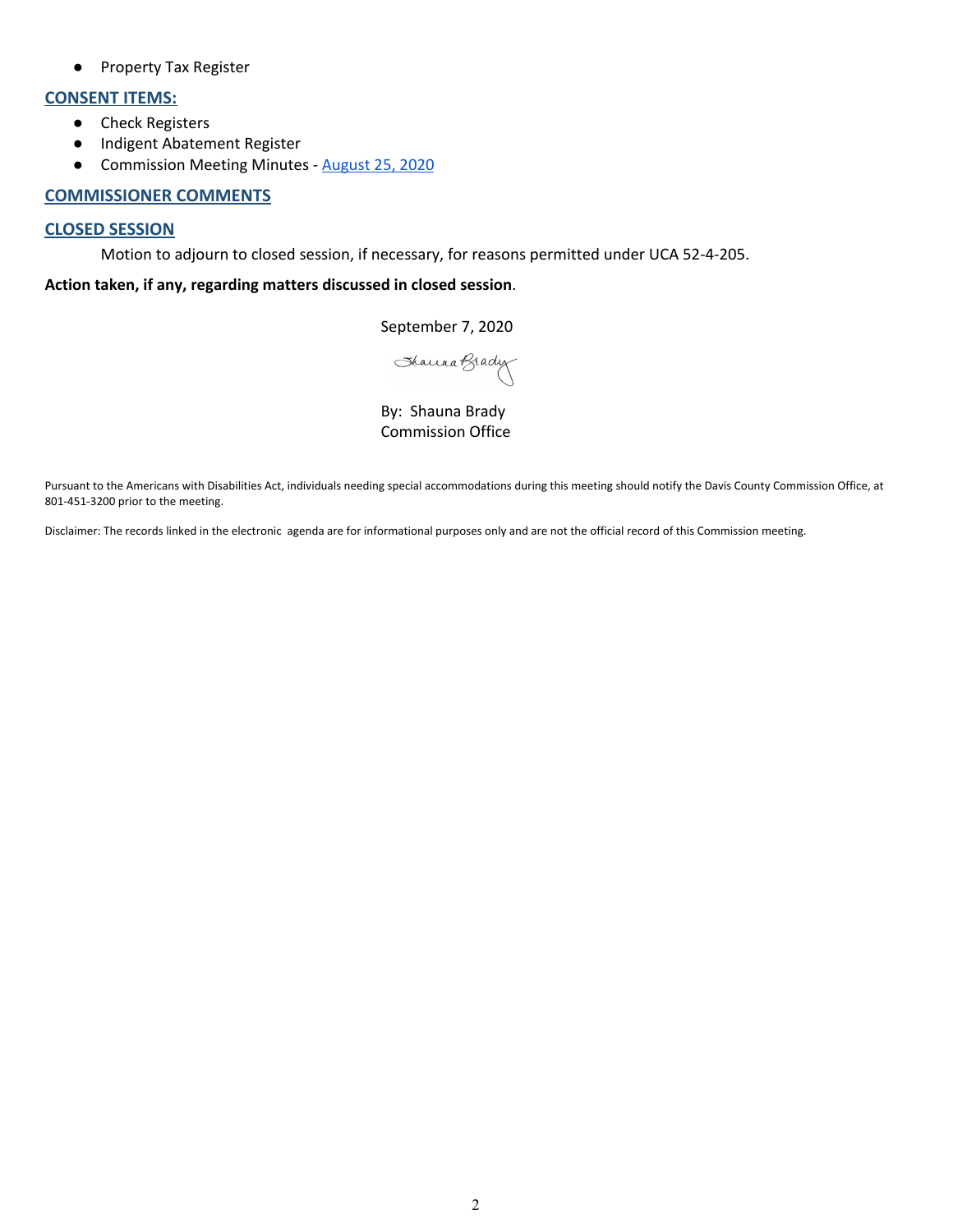- Property Tax Register

## CONSENT ITEMS:

- Check Registers
- Indigent Abatement Register
- Commission Meeting Minutes - August 25, 2020

## COMMISSIONER COMMENTS

## CLOSED SESSION

Motion to adjourn to closed session, if necessary, for reasons permitted under UCA 52-4-205.

**Action taken, if any, regarding matters discussed in closed session**.

September 7, 2020

By: Shauna Brady
Commission Office

Pursuant to the Americans with Disabilities Act, individuals needing special accommodations during this meeting should notify the Davis County Commission Office, at 801-451-3200 prior to the meeting.

Disclaimer: The records linked in the electronic agenda are for informational purposes only and are not the official record of this Commission meeting.